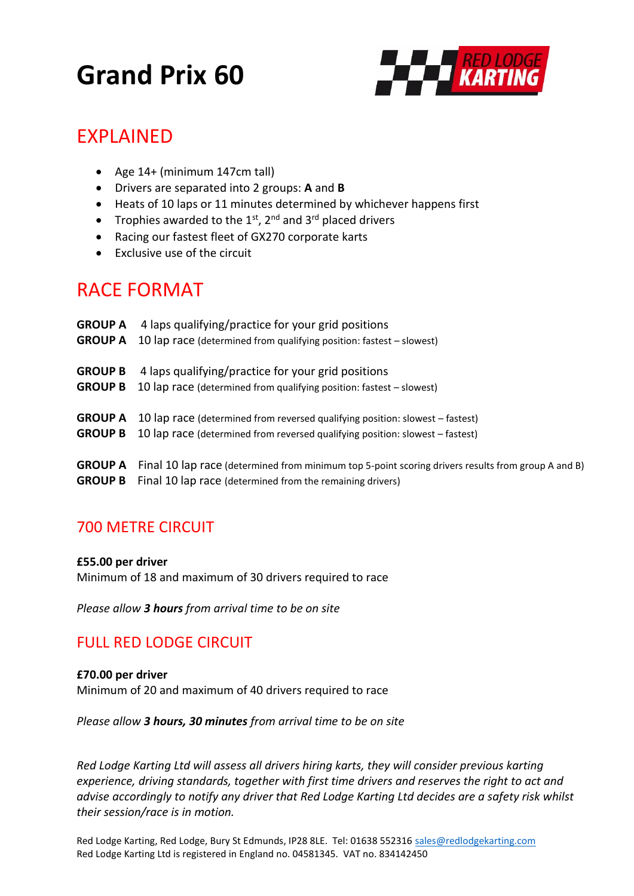# Grand Prix 60

## EXPLAINED

- Age 14+ (minimum 147cm tall)
- Drivers are separated into 2 groups: **A** and **B**
- Heats of 10 laps or 11 minutes determined by whichever happens first
- Trophies awarded to the 1st, 2nd and 3rd placed drivers
- Racing our fastest fleet of GX270 corporate karts
- Exclusive use of the circuit

## RACE FORMAT

**GROUP A** 4 laps qualifying/practice for your grid positions
**GROUP A** 10 lap race (determined from qualifying position: fastest – slowest)

**GROUP B** 4 laps qualifying/practice for your grid positions
**GROUP B** 10 lap race (determined from qualifying position: fastest – slowest)

**GROUP A** 10 lap race (determined from reversed qualifying position: slowest – fastest)
**GROUP B** 10 lap race (determined from reversed qualifying position: slowest – fastest)

**GROUP A** Final 10 lap race (determined from minimum top 5-point scoring drivers results from group A and B)
**GROUP B** Final 10 lap race (determined from the remaining drivers)

## 700 METRE CIRCUIT

**£55.00 per driver**
Minimum of 18 and maximum of 30 drivers required to race

*Please allow **3 hours** from arrival time to be on site*

## FULL RED LODGE CIRCUIT

**£70.00 per driver**
Minimum of 20 and maximum of 40 drivers required to race

*Please allow **3 hours, 30 minutes** from arrival time to be on site*

*Red Lodge Karting Ltd will assess all drivers hiring karts, they will consider previous karting experience, driving standards, together with first time drivers and reserves the right to act and advise accordingly to notify any driver that Red Lodge Karting Ltd decides are a safety risk whilst their session/race is in motion.*

Red Lodge Karting, Red Lodge, Bury St Edmunds, IP28 8LE. Tel: 01638 552316 sales@redlodgekarting.com
Red Lodge Karting Ltd is registered in England no. 04581345. VAT no. 834142450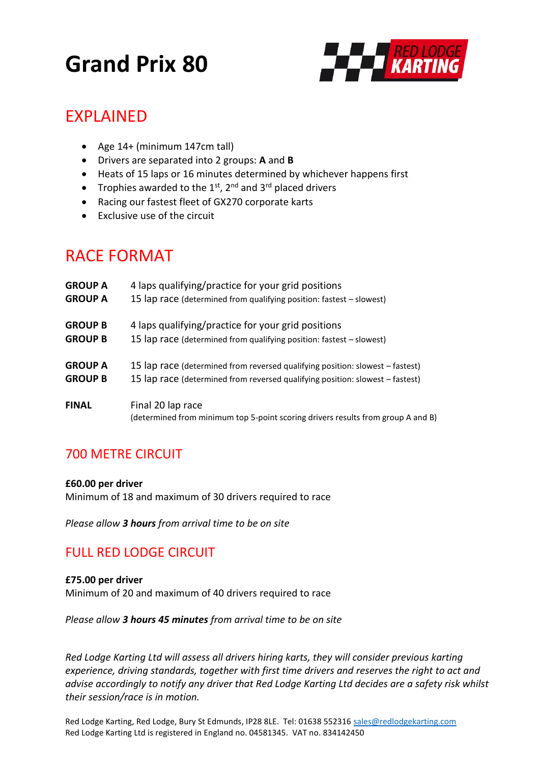# Grand Prix 80

RED LODGE KARTING

## EXPLAINED

- Age 14+ (minimum 147cm tall)
- Drivers are separated into 2 groups: **A** and **B**
- Heats of 15 laps or 16 minutes determined by whichever happens first
- Trophies awarded to the 1st, 2nd and 3rd placed drivers
- Racing our fastest fleet of GX270 corporate karts
- Exclusive use of the circuit

## RACE FORMAT

| | |
|---|---|
| **GROUP A** | 4 laps qualifying/practice for your grid positions |
| **GROUP A** | 15 lap race (determined from qualifying position: fastest – slowest) |
| **GROUP B** | 4 laps qualifying/practice for your grid positions |
| **GROUP B** | 15 lap race (determined from qualifying position: fastest – slowest) |
| **GROUP A** | 15 lap race (determined from reversed qualifying position: slowest – fastest) |
| **GROUP B** | 15 lap race (determined from reversed qualifying position: slowest – fastest) |
| **FINAL** | Final 20 lap race (determined from minimum top 5-point scoring drivers results from group A and B) |

## 700 METRE CIRCUIT

**£60.00 per driver**
Minimum of 18 and maximum of 30 drivers required to race

*Please allow **3 hours** from arrival time to be on site*

## FULL RED LODGE CIRCUIT

**£75.00 per driver**
Minimum of 20 and maximum of 40 drivers required to race

*Please allow **3 hours 45 minutes** from arrival time to be on site*

*Red Lodge Karting Ltd will assess all drivers hiring karts, they will consider previous karting experience, driving standards, together with first time drivers and reserves the right to act and advise accordingly to notify any driver that Red Lodge Karting Ltd decides are a safety risk whilst their session/race is in motion.*

Red Lodge Karting, Red Lodge, Bury St Edmunds, IP28 8LE. Tel: 01638 552316 sales@redlodgekarting.com
Red Lodge Karting Ltd is registered in England no. 04581345. VAT no. 834142450